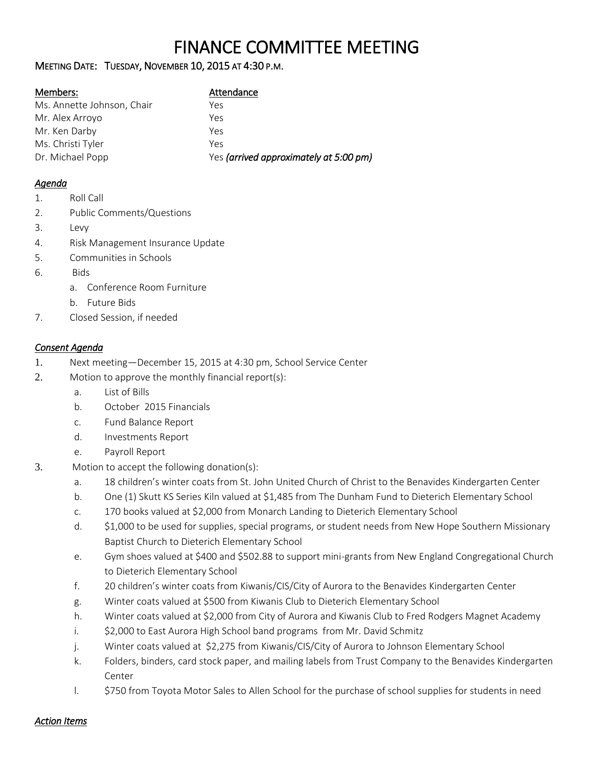# FINANCE COMMITTEE MEETING

MEETING DATE: TUESDAY, NOVEMBER 10, 2015 AT 4:30 P.M.

| Members: | Attendance |
|---|---|
| Ms. Annette Johnson, Chair | Yes |
| Mr. Alex Arroyo | Yes |
| Mr. Ken Darby | Yes |
| Ms. Christi Tyler | Yes |
| Dr. Michael Popp | Yes *(arrived approximately at 5:00 pm)* |

***Agenda***

1. Roll Call
2. Public Comments/Questions
3. Levy
4. Risk Management Insurance Update
5. Communities in Schools
6. Bids
   a. Conference Room Furniture
   b. Future Bids
7. Closed Session, if needed

***Consent Agenda***

1. Next meeting—December 15, 2015 at 4:30 pm, School Service Center
2. Motion to approve the monthly financial report(s):
   a. List of Bills
   b. October 2015 Financials
   c. Fund Balance Report
   d. Investments Report
   e. Payroll Report
3. Motion to accept the following donation(s):
   a. 18 children's winter coats from St. John United Church of Christ to the Benavides Kindergarten Center
   b. One (1) Skutt KS Series Kiln valued at $1,485 from The Dunham Fund to Dieterich Elementary School
   c. 170 books valued at $2,000 from Monarch Landing to Dieterich Elementary School
   d. $1,000 to be used for supplies, special programs, or student needs from New Hope Southern Missionary Baptist Church to Dieterich Elementary School
   e. Gym shoes valued at $400 and $502.88 to support mini-grants from New England Congregational Church to Dieterich Elementary School
   f. 20 children's winter coats from Kiwanis/CIS/City of Aurora to the Benavides Kindergarten Center
   g. Winter coats valued at $500 from Kiwanis Club to Dieterich Elementary School
   h. Winter coats valued at $2,000 from City of Aurora and Kiwanis Club to Fred Rodgers Magnet Academy
   i. $2,000 to East Aurora High School band programs from Mr. David Schmitz
   j. Winter coats valued at $2,275 from Kiwanis/CIS/City of Aurora to Johnson Elementary School
   k. Folders, binders, card stock paper, and mailing labels from Trust Company to the Benavides Kindergarten Center
   l. $750 from Toyota Motor Sales to Allen School for the purchase of school supplies for students in need

***Action Items***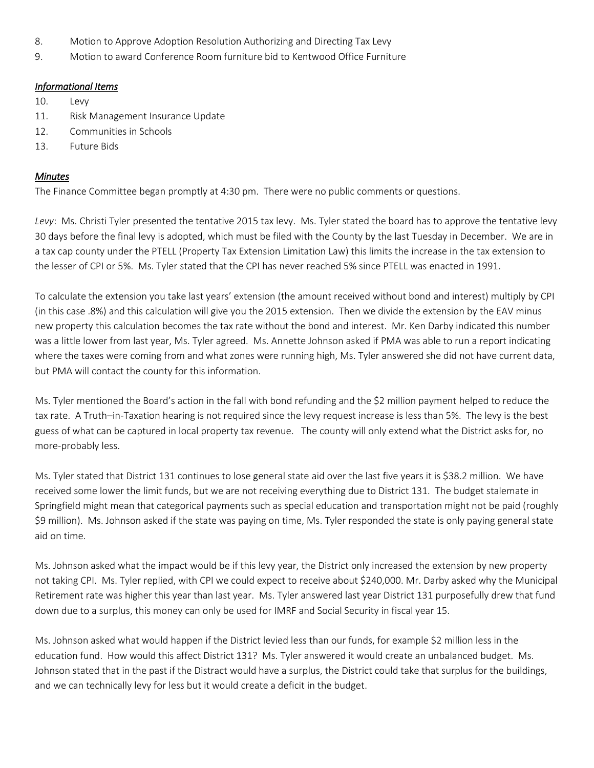8. Motion to Approve Adoption Resolution Authorizing and Directing Tax Levy
9. Motion to award Conference Room furniture bid to Kentwood Office Furniture

***Informational Items***

10. Levy
11. Risk Management Insurance Update
12. Communities in Schools
13. Future Bids

***Minutes***

The Finance Committee began promptly at 4:30 pm. There were no public comments or questions.

*Levy*: Ms. Christi Tyler presented the tentative 2015 tax levy. Ms. Tyler stated the board has to approve the tentative levy 30 days before the final levy is adopted, which must be filed with the County by the last Tuesday in December. We are in a tax cap county under the PTELL (Property Tax Extension Limitation Law) this limits the increase in the tax extension to the lesser of CPI or 5%. Ms. Tyler stated that the CPI has never reached 5% since PTELL was enacted in 1991.

To calculate the extension you take last years' extension (the amount received without bond and interest) multiply by CPI (in this case .8%) and this calculation will give you the 2015 extension. Then we divide the extension by the EAV minus new property this calculation becomes the tax rate without the bond and interest. Mr. Ken Darby indicated this number was a little lower from last year, Ms. Tyler agreed. Ms. Annette Johnson asked if PMA was able to run a report indicating where the taxes were coming from and what zones were running high, Ms. Tyler answered she did not have current data, but PMA will contact the county for this information.

Ms. Tyler mentioned the Board's action in the fall with bond refunding and the $2 million payment helped to reduce the tax rate. A Truth–in-Taxation hearing is not required since the levy request increase is less than 5%. The levy is the best guess of what can be captured in local property tax revenue. The county will only extend what the District asks for, no more-probably less.

Ms. Tyler stated that District 131 continues to lose general state aid over the last five years it is $38.2 million. We have received some lower the limit funds, but we are not receiving everything due to District 131. The budget stalemate in Springfield might mean that categorical payments such as special education and transportation might not be paid (roughly $9 million). Ms. Johnson asked if the state was paying on time, Ms. Tyler responded the state is only paying general state aid on time.

Ms. Johnson asked what the impact would be if this levy year, the District only increased the extension by new property not taking CPI. Ms. Tyler replied, with CPI we could expect to receive about $240,000. Mr. Darby asked why the Municipal Retirement rate was higher this year than last year. Ms. Tyler answered last year District 131 purposefully drew that fund down due to a surplus, this money can only be used for IMRF and Social Security in fiscal year 15.

Ms. Johnson asked what would happen if the District levied less than our funds, for example $2 million less in the education fund. How would this affect District 131? Ms. Tyler answered it would create an unbalanced budget. Ms. Johnson stated that in the past if the Distract would have a surplus, the District could take that surplus for the buildings, and we can technically levy for less but it would create a deficit in the budget.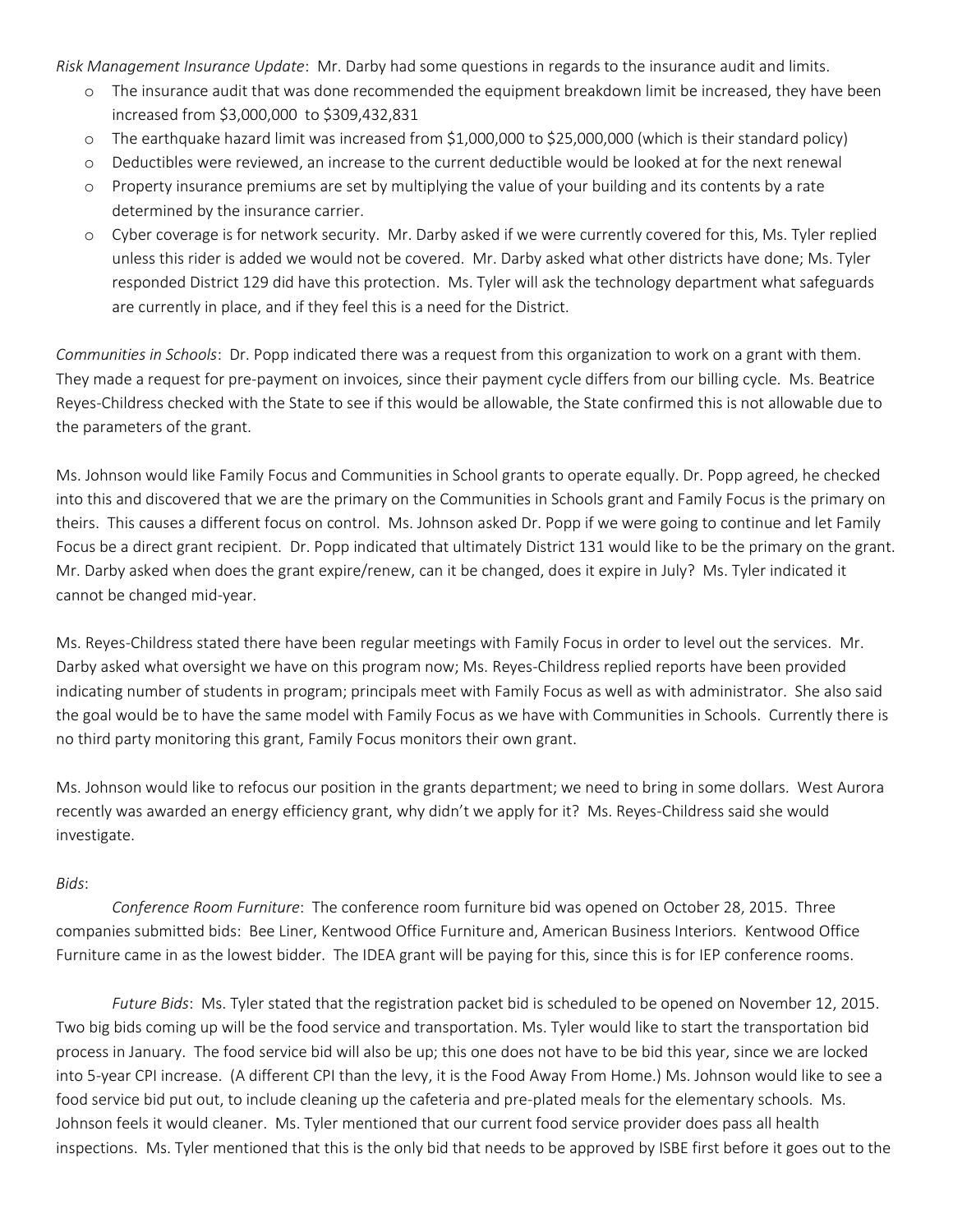*Risk Management Insurance Update*: Mr. Darby had some questions in regards to the insurance audit and limits.

- The insurance audit that was done recommended the equipment breakdown limit be increased, they have been increased from $3,000,000 to $309,432,831
- The earthquake hazard limit was increased from $1,000,000 to $25,000,000 (which is their standard policy)
- Deductibles were reviewed, an increase to the current deductible would be looked at for the next renewal
- Property insurance premiums are set by multiplying the value of your building and its contents by a rate determined by the insurance carrier.
- Cyber coverage is for network security. Mr. Darby asked if we were currently covered for this, Ms. Tyler replied unless this rider is added we would not be covered. Mr. Darby asked what other districts have done; Ms. Tyler responded District 129 did have this protection. Ms. Tyler will ask the technology department what safeguards are currently in place, and if they feel this is a need for the District.

*Communities in Schools*: Dr. Popp indicated there was a request from this organization to work on a grant with them. They made a request for pre-payment on invoices, since their payment cycle differs from our billing cycle. Ms. Beatrice Reyes-Childress checked with the State to see if this would be allowable, the State confirmed this is not allowable due to the parameters of the grant.

Ms. Johnson would like Family Focus and Communities in School grants to operate equally. Dr. Popp agreed, he checked into this and discovered that we are the primary on the Communities in Schools grant and Family Focus is the primary on theirs. This causes a different focus on control. Ms. Johnson asked Dr. Popp if we were going to continue and let Family Focus be a direct grant recipient. Dr. Popp indicated that ultimately District 131 would like to be the primary on the grant. Mr. Darby asked when does the grant expire/renew, can it be changed, does it expire in July? Ms. Tyler indicated it cannot be changed mid-year.

Ms. Reyes-Childress stated there have been regular meetings with Family Focus in order to level out the services. Mr. Darby asked what oversight we have on this program now; Ms. Reyes-Childress replied reports have been provided indicating number of students in program; principals meet with Family Focus as well as with administrator. She also said the goal would be to have the same model with Family Focus as we have with Communities in Schools. Currently there is no third party monitoring this grant, Family Focus monitors their own grant.

Ms. Johnson would like to refocus our position in the grants department; we need to bring in some dollars. West Aurora recently was awarded an energy efficiency grant, why didn't we apply for it? Ms. Reyes-Childress said she would investigate.

*Bids*:

*Conference Room Furniture*: The conference room furniture bid was opened on October 28, 2015. Three companies submitted bids: Bee Liner, Kentwood Office Furniture and, American Business Interiors. Kentwood Office Furniture came in as the lowest bidder. The IDEA grant will be paying for this, since this is for IEP conference rooms.

*Future Bids*: Ms. Tyler stated that the registration packet bid is scheduled to be opened on November 12, 2015. Two big bids coming up will be the food service and transportation. Ms. Tyler would like to start the transportation bid process in January. The food service bid will also be up; this one does not have to be bid this year, since we are locked into 5-year CPI increase. (A different CPI than the levy, it is the Food Away From Home.) Ms. Johnson would like to see a food service bid put out, to include cleaning up the cafeteria and pre-plated meals for the elementary schools. Ms. Johnson feels it would cleaner. Ms. Tyler mentioned that our current food service provider does pass all health inspections. Ms. Tyler mentioned that this is the only bid that needs to be approved by ISBE first before it goes out to the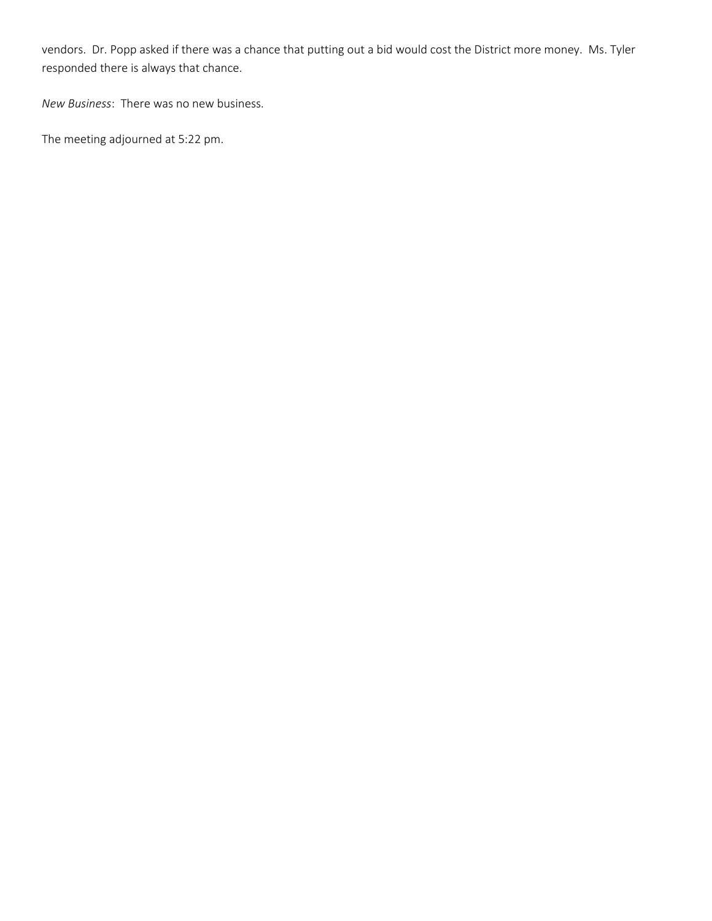vendors. Dr. Popp asked if there was a chance that putting out a bid would cost the District more money. Ms. Tyler responded there is always that chance.

*New Business*: There was no new business.

The meeting adjourned at 5:22 pm.